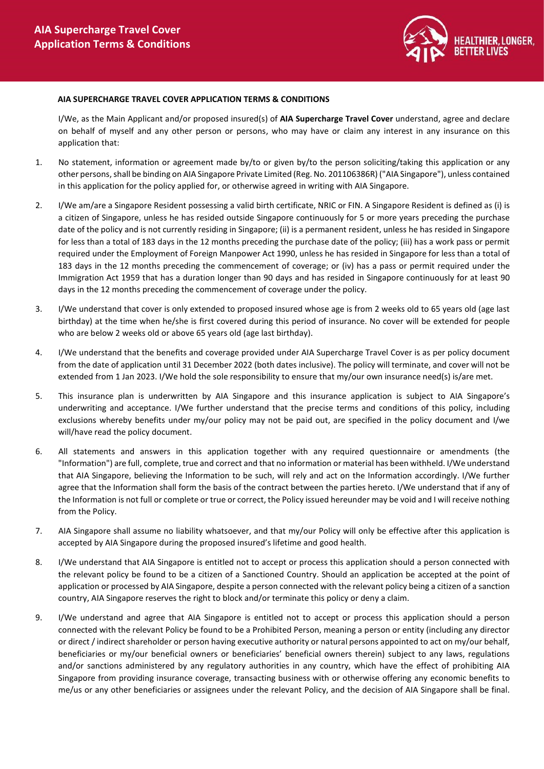# AIA Supercharge Travel Cover Application Terms & Conditions

**AIA SUPERCHARGE TRAVEL COVER APPLICATION TERMS & CONDITIONS**

I/We, as the Main Applicant and/or proposed insured(s) of **AIA Supercharge Travel Cover** understand, agree and declare on behalf of myself and any other person or persons, who may have or claim any interest in any insurance on this application that:

1. No statement, information or agreement made by/to or given by/to the person soliciting/taking this application or any other persons, shall be binding on AIA Singapore Private Limited (Reg. No. 201106386R) ("AIA Singapore"), unless contained in this application for the policy applied for, or otherwise agreed in writing with AIA Singapore.

2. I/We am/are a Singapore Resident possessing a valid birth certificate, NRIC or FIN. A Singapore Resident is defined as (i) is a citizen of Singapore, unless he has resided outside Singapore continuously for 5 or more years preceding the purchase date of the policy and is not currently residing in Singapore; (ii) is a permanent resident, unless he has resided in Singapore for less than a total of 183 days in the 12 months preceding the purchase date of the policy; (iii) has a work pass or permit required under the Employment of Foreign Manpower Act 1990, unless he has resided in Singapore for less than a total of 183 days in the 12 months preceding the commencement of coverage; or (iv) has a pass or permit required under the Immigration Act 1959 that has a duration longer than 90 days and has resided in Singapore continuously for at least 90 days in the 12 months preceding the commencement of coverage under the policy.

3. I/We understand that cover is only extended to proposed insured whose age is from 2 weeks old to 65 years old (age last birthday) at the time when he/she is first covered during this period of insurance. No cover will be extended for people who are below 2 weeks old or above 65 years old (age last birthday).

4. I/We understand that the benefits and coverage provided under AIA Supercharge Travel Cover is as per policy document from the date of application until 31 December 2022 (both dates inclusive). The policy will terminate, and cover will not be extended from 1 Jan 2023. I/We hold the sole responsibility to ensure that my/our own insurance need(s) is/are met.

5. This insurance plan is underwritten by AIA Singapore and this insurance application is subject to AIA Singapore's underwriting and acceptance. I/We further understand that the precise terms and conditions of this policy, including exclusions whereby benefits under my/our policy may not be paid out, are specified in the policy document and I/we will/have read the policy document.

6. All statements and answers in this application together with any required questionnaire or amendments (the "Information") are full, complete, true and correct and that no information or material has been withheld. I/We understand that AIA Singapore, believing the Information to be such, will rely and act on the Information accordingly. I/We further agree that the Information shall form the basis of the contract between the parties hereto. I/We understand that if any of the Information is not full or complete or true or correct, the Policy issued hereunder may be void and I will receive nothing from the Policy.

7. AIA Singapore shall assume no liability whatsoever, and that my/our Policy will only be effective after this application is accepted by AIA Singapore during the proposed insured's lifetime and good health.

8. I/We understand that AIA Singapore is entitled not to accept or process this application should a person connected with the relevant policy be found to be a citizen of a Sanctioned Country. Should an application be accepted at the point of application or processed by AIA Singapore, despite a person connected with the relevant policy being a citizen of a sanction country, AIA Singapore reserves the right to block and/or terminate this policy or deny a claim.

9. I/We understand and agree that AIA Singapore is entitled not to accept or process this application should a person connected with the relevant Policy be found to be a Prohibited Person, meaning a person or entity (including any director or direct / indirect shareholder or person having executive authority or natural persons appointed to act on my/our behalf, beneficiaries or my/our beneficial owners or beneficiaries' beneficial owners therein) subject to any laws, regulations and/or sanctions administered by any regulatory authorities in any country, which have the effect of prohibiting AIA Singapore from providing insurance coverage, transacting business with or otherwise offering any economic benefits to me/us or any other beneficiaries or assignees under the relevant Policy, and the decision of AIA Singapore shall be final.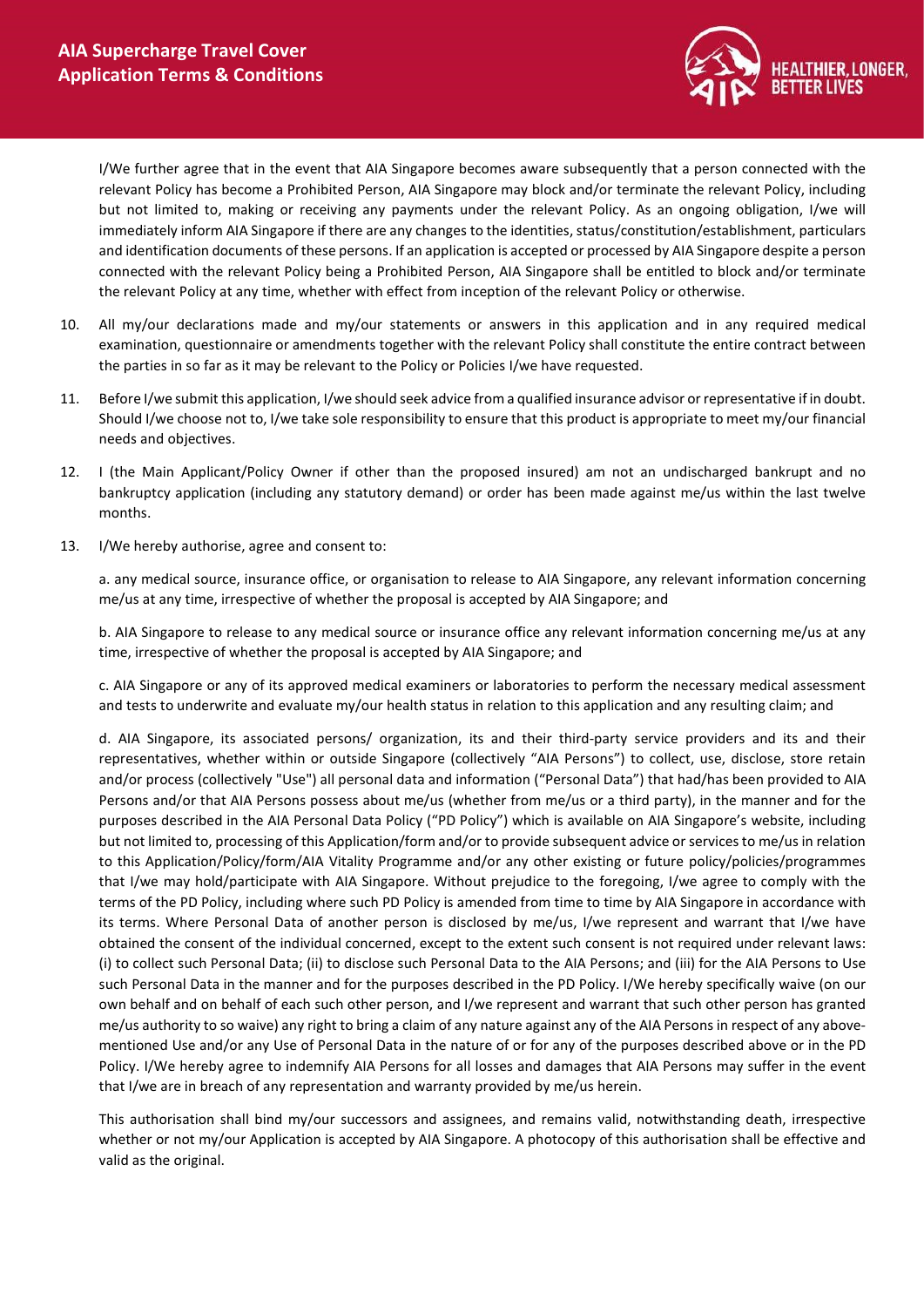I/We further agree that in the event that AIA Singapore becomes aware subsequently that a person connected with the relevant Policy has become a Prohibited Person, AIA Singapore may block and/or terminate the relevant Policy, including but not limited to, making or receiving any payments under the relevant Policy. As an ongoing obligation, I/we will immediately inform AIA Singapore if there are any changes to the identities, status/constitution/establishment, particulars and identification documents of these persons. If an application is accepted or processed by AIA Singapore despite a person connected with the relevant Policy being a Prohibited Person, AIA Singapore shall be entitled to block and/or terminate the relevant Policy at any time, whether with effect from inception of the relevant Policy or otherwise.

10. All my/our declarations made and my/our statements or answers in this application and in any required medical examination, questionnaire or amendments together with the relevant Policy shall constitute the entire contract between the parties in so far as it may be relevant to the Policy or Policies I/we have requested.

11. Before I/we submit this application, I/we should seek advice from a qualified insurance advisor or representative if in doubt. Should I/we choose not to, I/we take sole responsibility to ensure that this product is appropriate to meet my/our financial needs and objectives.

12. I (the Main Applicant/Policy Owner if other than the proposed insured) am not an undischarged bankrupt and no bankruptcy application (including any statutory demand) or order has been made against me/us within the last twelve months.

13. I/We hereby authorise, agree and consent to:

    a. any medical source, insurance office, or organisation to release to AIA Singapore, any relevant information concerning me/us at any time, irrespective of whether the proposal is accepted by AIA Singapore; and

    b. AIA Singapore to release to any medical source or insurance office any relevant information concerning me/us at any time, irrespective of whether the proposal is accepted by AIA Singapore; and

    c. AIA Singapore or any of its approved medical examiners or laboratories to perform the necessary medical assessment and tests to underwrite and evaluate my/our health status in relation to this application and any resulting claim; and

    d. AIA Singapore, its associated persons/ organization, its and their third-party service providers and its and their representatives, whether within or outside Singapore (collectively "AIA Persons") to collect, use, disclose, store retain and/or process (collectively "Use") all personal data and information ("Personal Data") that had/has been provided to AIA Persons and/or that AIA Persons possess about me/us (whether from me/us or a third party), in the manner and for the purposes described in the AIA Personal Data Policy ("PD Policy") which is available on AIA Singapore's website, including but not limited to, processing of this Application/form and/or to provide subsequent advice or services to me/us in relation to this Application/Policy/form/AIA Vitality Programme and/or any other existing or future policy/policies/programmes that I/we may hold/participate with AIA Singapore. Without prejudice to the foregoing, I/we agree to comply with the terms of the PD Policy, including where such PD Policy is amended from time to time by AIA Singapore in accordance with its terms. Where Personal Data of another person is disclosed by me/us, I/we represent and warrant that I/we have obtained the consent of the individual concerned, except to the extent such consent is not required under relevant laws: (i) to collect such Personal Data; (ii) to disclose such Personal Data to the AIA Persons; and (iii) for the AIA Persons to Use such Personal Data in the manner and for the purposes described in the PD Policy. I/We hereby specifically waive (on our own behalf and on behalf of each such other person, and I/we represent and warrant that such other person has granted me/us authority to so waive) any right to bring a claim of any nature against any of the AIA Persons in respect of any above-mentioned Use and/or any Use of Personal Data in the nature of or for any of the purposes described above or in the PD Policy. I/We hereby agree to indemnify AIA Persons for all losses and damages that AIA Persons may suffer in the event that I/we are in breach of any representation and warranty provided by me/us herein.

    This authorisation shall bind my/our successors and assignees, and remains valid, notwithstanding death, irrespective whether or not my/our Application is accepted by AIA Singapore. A photocopy of this authorisation shall be effective and valid as the original.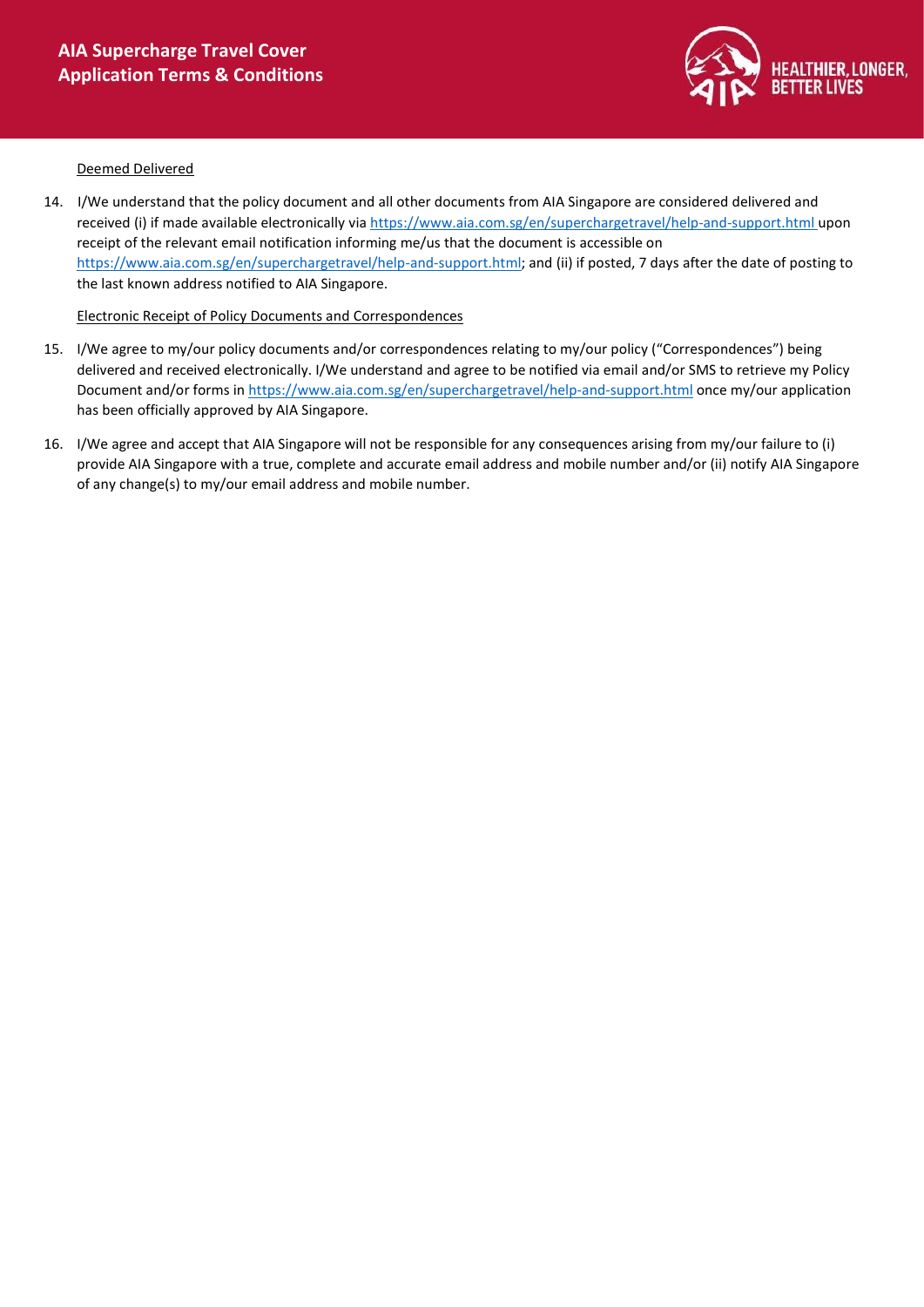Deemed Delivered

14. I/We understand that the policy document and all other documents from AIA Singapore are considered delivered and received (i) if made available electronically via https://www.aia.com.sg/en/superchargetravel/help-and-support.html upon receipt of the relevant email notification informing me/us that the document is accessible on https://www.aia.com.sg/en/superchargetravel/help-and-support.html; and (ii) if posted, 7 days after the date of posting to the last known address notified to AIA Singapore.

Electronic Receipt of Policy Documents and Correspondences

15. I/We agree to my/our policy documents and/or correspondences relating to my/our policy ("Correspondences") being delivered and received electronically. I/We understand and agree to be notified via email and/or SMS to retrieve my Policy Document and/or forms in https://www.aia.com.sg/en/superchargetravel/help-and-support.html once my/our application has been officially approved by AIA Singapore.

16. I/We agree and accept that AIA Singapore will not be responsible for any consequences arising from my/our failure to (i) provide AIA Singapore with a true, complete and accurate email address and mobile number and/or (ii) notify AIA Singapore of any change(s) to my/our email address and mobile number.